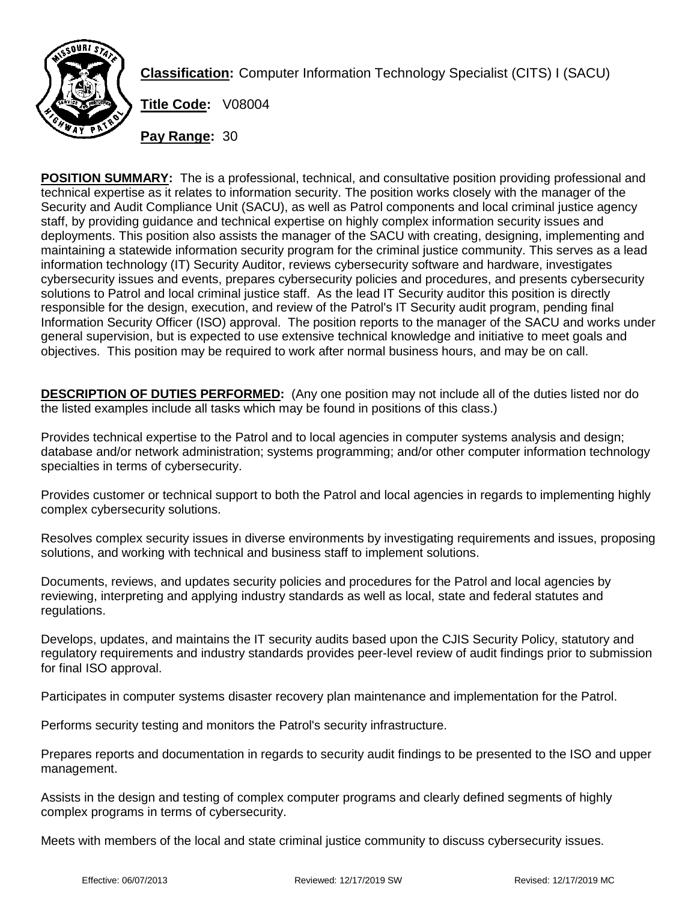**Classification:** Computer Information Technology Specialist (CITS) I (SACU)

**Title Code:** V08004

**Pay Range:** 30

**POSITION SUMMARY:** The is a professional, technical, and consultative position providing professional and technical expertise as it relates to information security. The position works closely with the manager of the Security and Audit Compliance Unit (SACU), as well as Patrol components and local criminal justice agency staff, by providing guidance and technical expertise on highly complex information security issues and deployments. This position also assists the manager of the SACU with creating, designing, implementing and maintaining a statewide information security program for the criminal justice community. This serves as a lead information technology (IT) Security Auditor, reviews cybersecurity software and hardware, investigates cybersecurity issues and events, prepares cybersecurity policies and procedures, and presents cybersecurity solutions to Patrol and local criminal justice staff. As the lead IT Security auditor this position is directly responsible for the design, execution, and review of the Patrol's IT Security audit program, pending final Information Security Officer (ISO) approval. The position reports to the manager of the SACU and works under general supervision, but is expected to use extensive technical knowledge and initiative to meet goals and objectives. This position may be required to work after normal business hours, and may be on call.

**DESCRIPTION OF DUTIES PERFORMED:** (Any one position may not include all of the duties listed nor do the listed examples include all tasks which may be found in positions of this class.)

Provides technical expertise to the Patrol and to local agencies in computer systems analysis and design; database and/or network administration; systems programming; and/or other computer information technology specialties in terms of cybersecurity.

Provides customer or technical support to both the Patrol and local agencies in regards to implementing highly complex cybersecurity solutions.

Resolves complex security issues in diverse environments by investigating requirements and issues, proposing solutions, and working with technical and business staff to implement solutions.

Documents, reviews, and updates security policies and procedures for the Patrol and local agencies by reviewing, interpreting and applying industry standards as well as local, state and federal statutes and regulations.

Develops, updates, and maintains the IT security audits based upon the CJIS Security Policy, statutory and regulatory requirements and industry standards provides peer-level review of audit findings prior to submission for final ISO approval.

Participates in computer systems disaster recovery plan maintenance and implementation for the Patrol.

Performs security testing and monitors the Patrol's security infrastructure.

Prepares reports and documentation in regards to security audit findings to be presented to the ISO and upper management.

Assists in the design and testing of complex computer programs and clearly defined segments of highly complex programs in terms of cybersecurity.

Meets with members of the local and state criminal justice community to discuss cybersecurity issues.

Effective: 06/07/2013 Reviewed: 12/17/2019 SW Revised: 12/17/2019 MC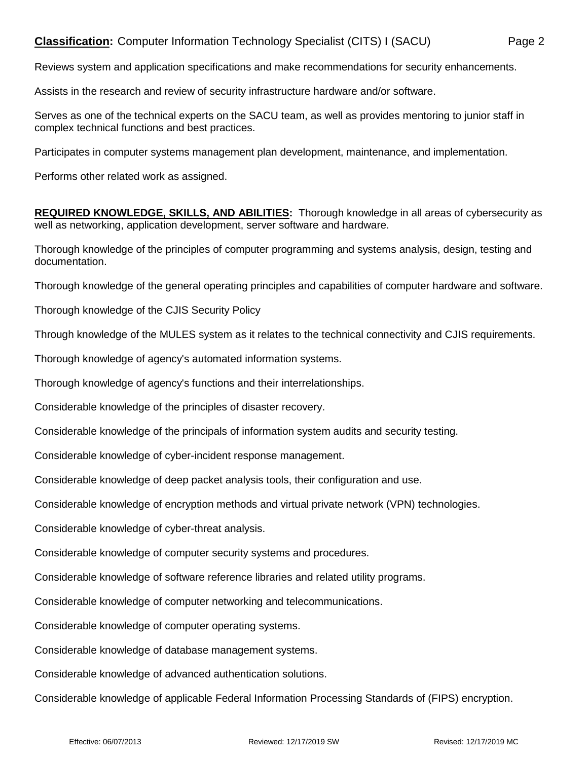Reviews system and application specifications and make recommendations for security enhancements.

Assists in the research and review of security infrastructure hardware and/or software.

Serves as one of the technical experts on the SACU team, as well as provides mentoring to junior staff in complex technical functions and best practices.

Participates in computer systems management plan development, maintenance, and implementation.

Performs other related work as assigned.

**REQUIRED KNOWLEDGE, SKILLS, AND ABILITIES:** Thorough knowledge in all areas of cybersecurity as well as networking, application development, server software and hardware.

Thorough knowledge of the principles of computer programming and systems analysis, design, testing and documentation.

Thorough knowledge of the general operating principles and capabilities of computer hardware and software.

Thorough knowledge of the CJIS Security Policy

Through knowledge of the MULES system as it relates to the technical connectivity and CJIS requirements.

Thorough knowledge of agency's automated information systems.

Thorough knowledge of agency's functions and their interrelationships.

Considerable knowledge of the principles of disaster recovery.

Considerable knowledge of the principals of information system audits and security testing.

Considerable knowledge of cyber-incident response management.

Considerable knowledge of deep packet analysis tools, their configuration and use.

Considerable knowledge of encryption methods and virtual private network (VPN) technologies.

Considerable knowledge of cyber-threat analysis.

Considerable knowledge of computer security systems and procedures.

Considerable knowledge of software reference libraries and related utility programs.

Considerable knowledge of computer networking and telecommunications.

Considerable knowledge of computer operating systems.

Considerable knowledge of database management systems.

Considerable knowledge of advanced authentication solutions.

Considerable knowledge of applicable Federal Information Processing Standards of (FIPS) encryption.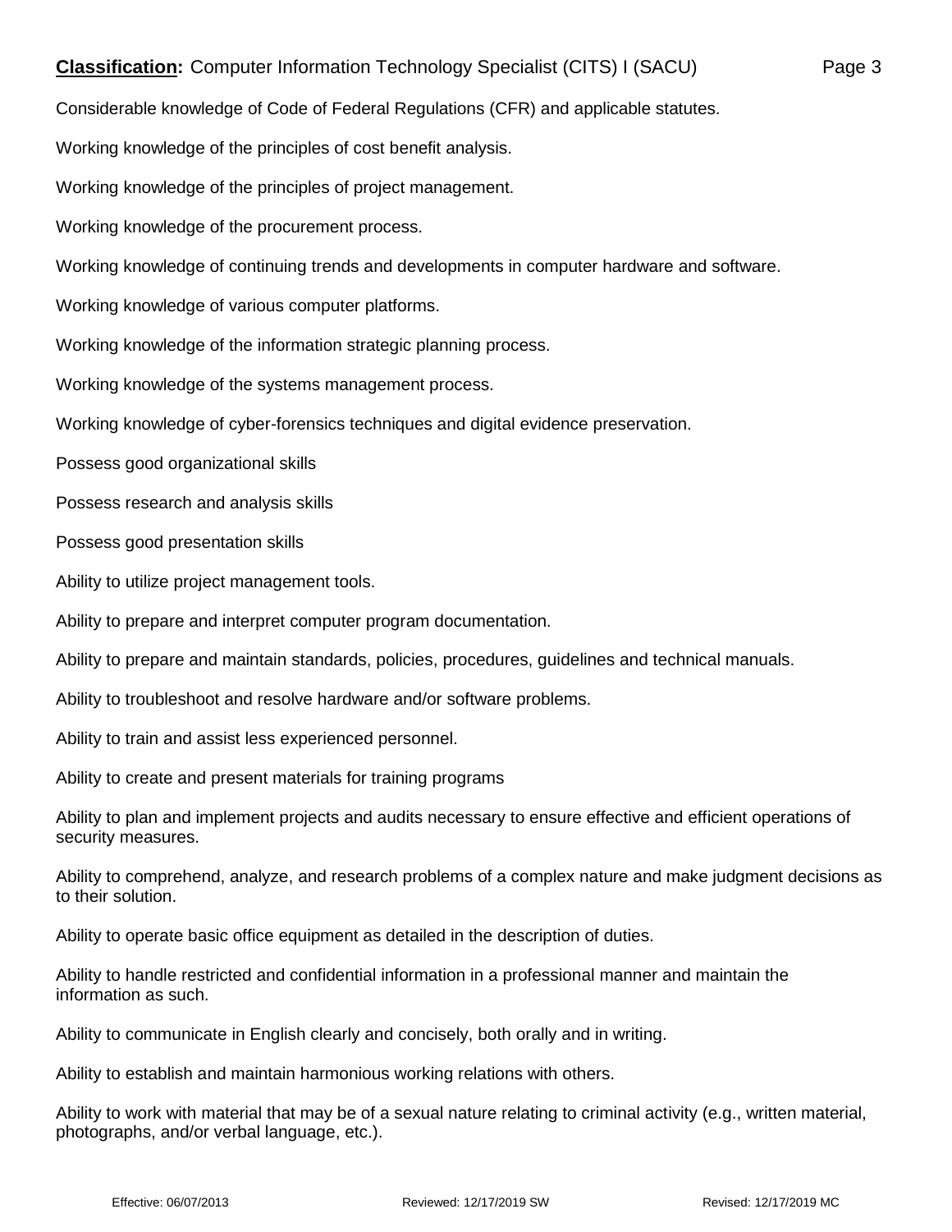Considerable knowledge of Code of Federal Regulations (CFR) and applicable statutes.

Working knowledge of the principles of cost benefit analysis.

Working knowledge of the principles of project management.

Working knowledge of the procurement process.

Working knowledge of continuing trends and developments in computer hardware and software.

Working knowledge of various computer platforms.

Working knowledge of the information strategic planning process.

Working knowledge of the systems management process.

Working knowledge of cyber-forensics techniques and digital evidence preservation.

Possess good organizational skills

Possess research and analysis skills

Possess good presentation skills

Ability to utilize project management tools.

Ability to prepare and interpret computer program documentation.

Ability to prepare and maintain standards, policies, procedures, guidelines and technical manuals.

Ability to troubleshoot and resolve hardware and/or software problems.

Ability to train and assist less experienced personnel.

Ability to create and present materials for training programs

Ability to plan and implement projects and audits necessary to ensure effective and efficient operations of security measures.

Ability to comprehend, analyze, and research problems of a complex nature and make judgment decisions as to their solution.

Ability to operate basic office equipment as detailed in the description of duties.

Ability to handle restricted and confidential information in a professional manner and maintain the information as such.

Ability to communicate in English clearly and concisely, both orally and in writing.

Ability to establish and maintain harmonious working relations with others.

Ability to work with material that may be of a sexual nature relating to criminal activity (e.g., written material, photographs, and/or verbal language, etc.).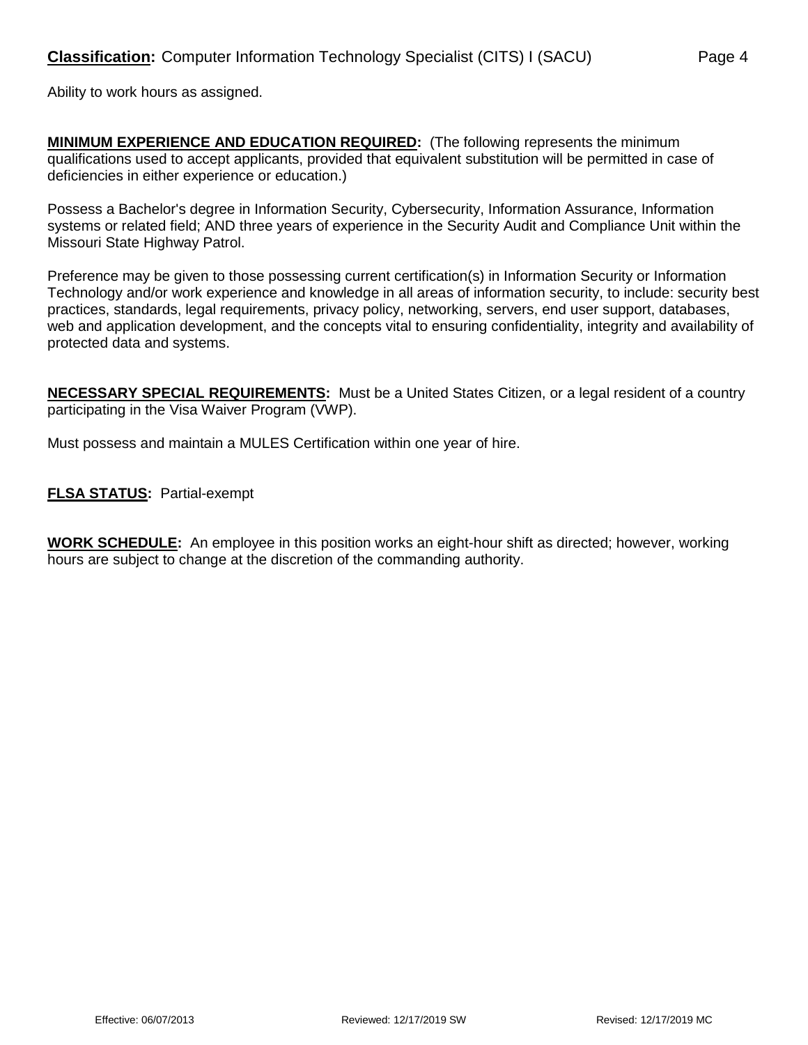Ability to work hours as assigned.

**MINIMUM EXPERIENCE AND EDUCATION REQUIRED:** (The following represents the minimum qualifications used to accept applicants, provided that equivalent substitution will be permitted in case of deficiencies in either experience or education.)

Possess a Bachelor's degree in Information Security, Cybersecurity, Information Assurance, Information systems or related field; AND three years of experience in the Security Audit and Compliance Unit within the Missouri State Highway Patrol.

Preference may be given to those possessing current certification(s) in Information Security or Information Technology and/or work experience and knowledge in all areas of information security, to include: security best practices, standards, legal requirements, privacy policy, networking, servers, end user support, databases, web and application development, and the concepts vital to ensuring confidentiality, integrity and availability of protected data and systems.

**NECESSARY SPECIAL REQUIREMENTS:** Must be a United States Citizen, or a legal resident of a country participating in the Visa Waiver Program (VWP).

Must possess and maintain a MULES Certification within one year of hire.

**FLSA STATUS:** Partial-exempt

**WORK SCHEDULE:** An employee in this position works an eight-hour shift as directed; however, working hours are subject to change at the discretion of the commanding authority.

Effective: 06/07/2013 Reviewed: 12/17/2019 SW Revised: 12/17/2019 MC